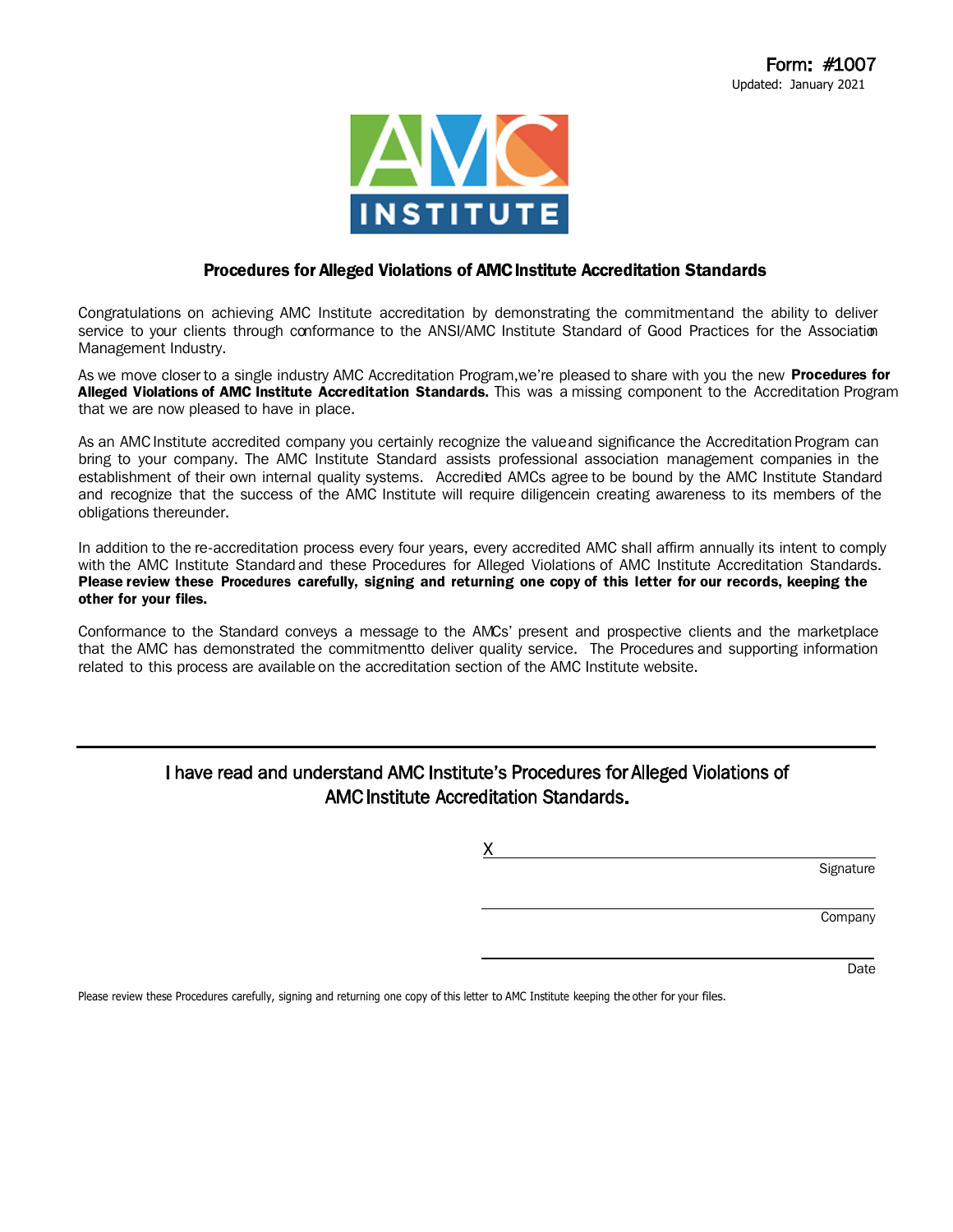Form: #1007
Updated: January 2021

AMC INSTITUTE

## Procedures for Alleged Violations of AMC Institute Accreditation Standards

Congratulations on achieving AMC Institute accreditation by demonstrating the commitment and the ability to deliver service to your clients through conformance to the ANSI/AMC Institute Standard of Good Practices for the Association Management Industry.

As we move closer to a single industry AMC Accreditation Program, we're pleased to share with you the new **Procedures for Alleged Violations of AMC Institute Accreditation Standards.** This was a missing component to the Accreditation Program that we are now pleased to have in place.

As an AMC Institute accredited company you certainly recognize the value and significance the Accreditation Program can bring to your company. The AMC Institute Standard assists professional association management companies in the establishment of their own internal quality systems. Accredited AMCs agree to be bound by the AMC Institute Standard and recognize that the success of the AMC Institute will require diligence in creating awareness to its members of the obligations thereunder.

In addition to the re-accreditation process every four years, every accredited AMC shall affirm annually its intent to comply with the AMC Institute Standard and these Procedures for Alleged Violations of AMC Institute Accreditation Standards. **Please review these Procedures carefully, signing and returning one copy of this letter for our records, keeping the other for your files.**

Conformance to the Standard conveys a message to the AMCs' present and prospective clients and the marketplace that the AMC has demonstrated the commitment to deliver quality service. The Procedures and supporting information related to this process are available on the accreditation section of the AMC Institute website.

---

### I have read and understand AMC Institute's Procedures for Alleged Violations of AMC Institute Accreditation Standards.

X ______________________________
Signature

______________________________
Company

______________________________
Date

Please review these Procedures carefully, signing and returning one copy of this letter to AMC Institute keeping the other for your files.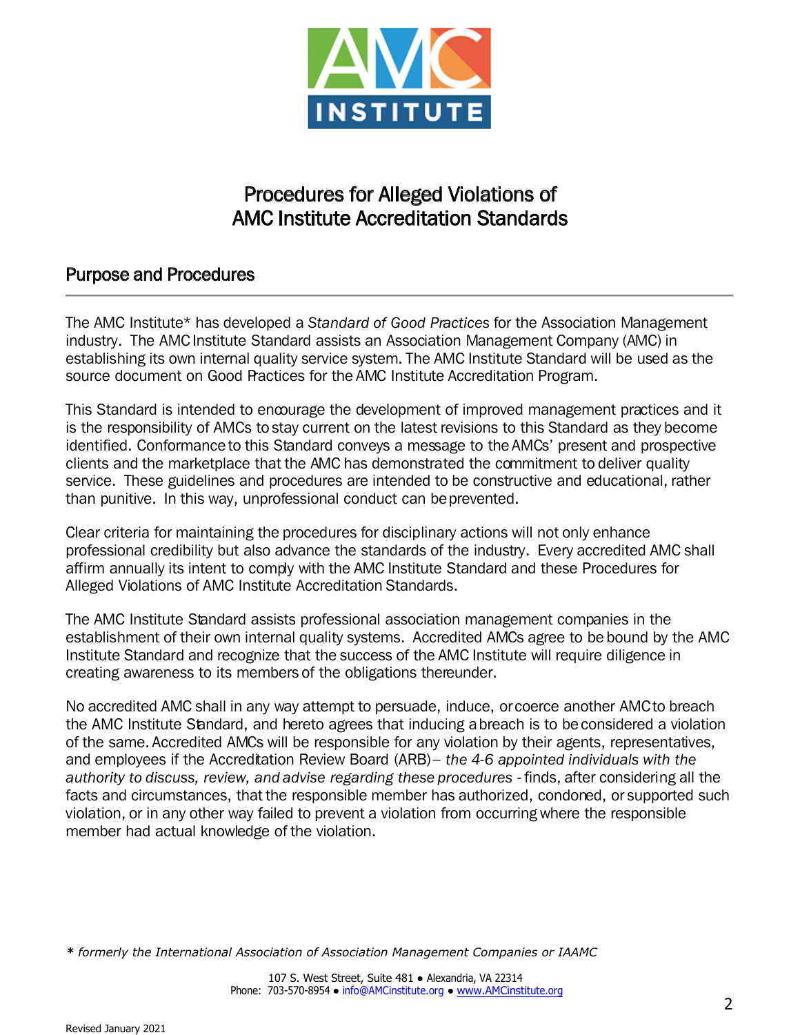# Procedures for Alleged Violations of AMC Institute Accreditation Standards

## Purpose and Procedures

The AMC Institute* has developed a *Standard of Good Practices* for the Association Management industry. The AMC Institute Standard assists an Association Management Company (AMC) in establishing its own internal quality service system. The AMC Institute Standard will be used as the source document on Good Practices for the AMC Institute Accreditation Program.

This Standard is intended to encourage the development of improved management practices and it is the responsibility of AMCs to stay current on the latest revisions to this Standard as they become identified. Conformance to this Standard conveys a message to the AMCs' present and prospective clients and the marketplace that the AMC has demonstrated the commitment to deliver quality service. These guidelines and procedures are intended to be constructive and educational, rather than punitive. In this way, unprofessional conduct can be prevented.

Clear criteria for maintaining the procedures for disciplinary actions will not only enhance professional credibility but also advance the standards of the industry. Every accredited AMC shall affirm annually its intent to comply with the AMC Institute Standard and these Procedures for Alleged Violations of AMC Institute Accreditation Standards.

The AMC Institute Standard assists professional association management companies in the establishment of their own internal quality systems. Accredited AMCs agree to be bound by the AMC Institute Standard and recognize that the success of the AMC Institute will require diligence in creating awareness to its members of the obligations thereunder.

No accredited AMC shall in any way attempt to persuade, induce, or coerce another AMC to breach the AMC Institute Standard, and hereto agrees that inducing a breach is to be considered a violation of the same. Accredited AMCs will be responsible for any violation by their agents, representatives, and employees if the Accreditation Review Board (ARB) – *the 4-6 appointed individuals with the authority to discuss, review, and advise regarding these procedures* - finds, after considering all the facts and circumstances, that the responsible member has authorized, condoned, or supported such violation, or in any other way failed to prevent a violation from occurring where the responsible member had actual knowledge of the violation.

\* *formerly the International Association of Association Management Companies or IAAMC*

107 S. West Street, Suite 481 ● Alexandria, VA 22314
Phone: 703-570-8954 ● info@AMCinstitute.org ● www.AMCinstitute.org

Revised January 2021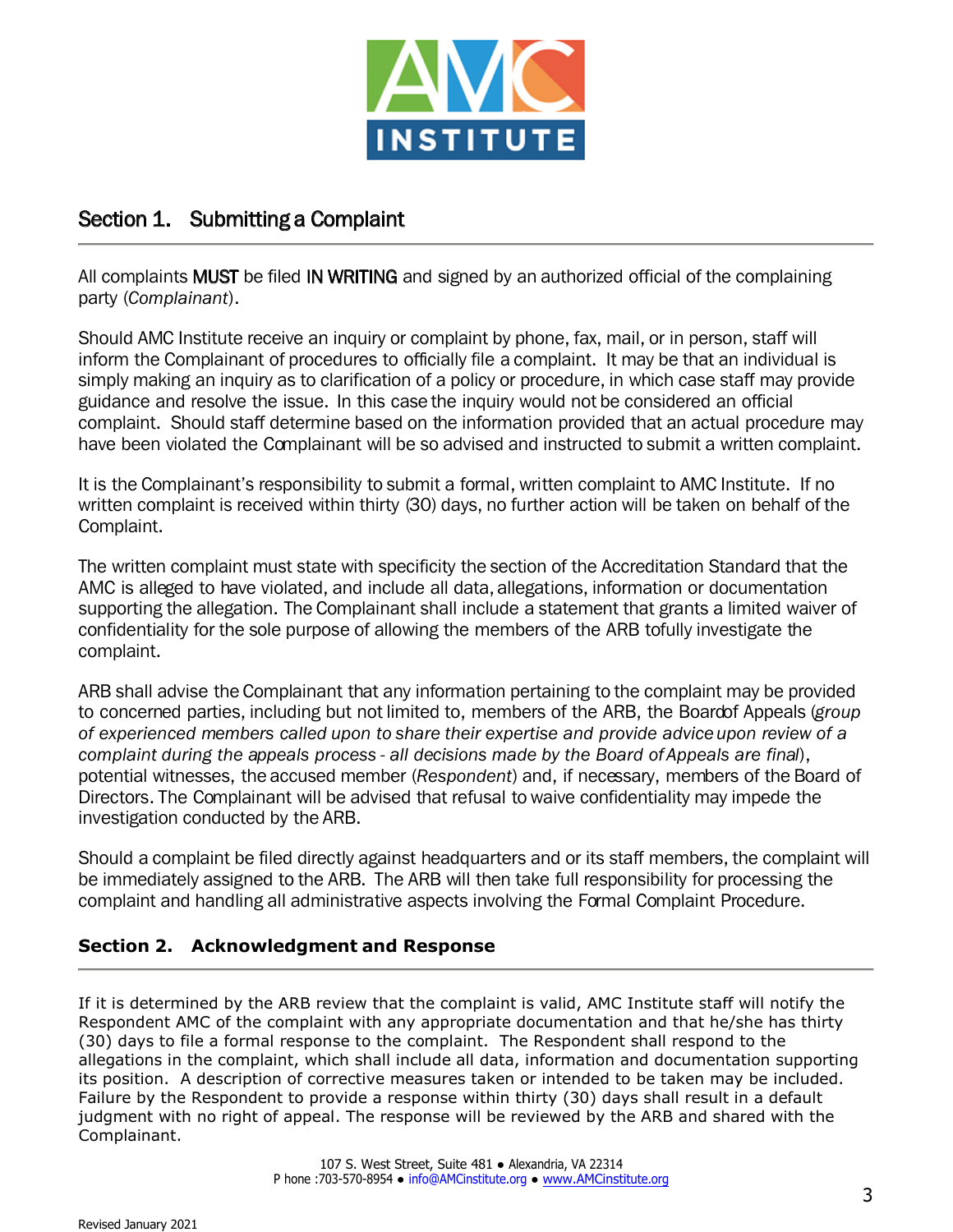## Section 1. Submitting a Complaint

All complaints **MUST** be filed **IN WRITING** and signed by an authorized official of the complaining party (*Complainant*).

Should AMC Institute receive an inquiry or complaint by phone, fax, mail, or in person, staff will inform the Complainant of procedures to officially file a complaint. It may be that an individual is simply making an inquiry as to clarification of a policy or procedure, in which case staff may provide guidance and resolve the issue. In this case the inquiry would not be considered an official complaint. Should staff determine based on the information provided that an actual procedure may have been violated the Complainant will be so advised and instructed to submit a written complaint.

It is the Complainant's responsibility to submit a formal, written complaint to AMC Institute. If no written complaint is received within thirty (30) days, no further action will be taken on behalf of the Complaint.

The written complaint must state with specificity the section of the Accreditation Standard that the AMC is alleged to have violated, and include all data, allegations, information or documentation supporting the allegation. The Complainant shall include a statement that grants a limited waiver of confidentiality for the sole purpose of allowing the members of the ARB tofully investigate the complaint.

ARB shall advise the Complainant that any information pertaining to the complaint may be provided to concerned parties, including but not limited to, members of the ARB, the Boardof Appeals (*group of experienced members called upon to share their expertise and provide advice upon review of a complaint during the appeals process - all decisions made by the Board of Appeals are final*), potential witnesses, the accused member (*Respondent*) and, if necessary, members of the Board of Directors. The Complainant will be advised that refusal to waive confidentiality may impede the investigation conducted by the ARB.

Should a complaint be filed directly against headquarters and or its staff members, the complaint will be immediately assigned to the ARB. The ARB will then take full responsibility for processing the complaint and handling all administrative aspects involving the Formal Complaint Procedure.

## Section 2. Acknowledgment and Response

If it is determined by the ARB review that the complaint is valid, AMC Institute staff will notify the Respondent AMC of the complaint with any appropriate documentation and that he/she has thirty (30) days to file a formal response to the complaint. The Respondent shall respond to the allegations in the complaint, which shall include all data, information and documentation supporting its position. A description of corrective measures taken or intended to be taken may be included. Failure by the Respondent to provide a response within thirty (30) days shall result in a default judgment with no right of appeal. The response will be reviewed by the ARB and shared with the Complainant.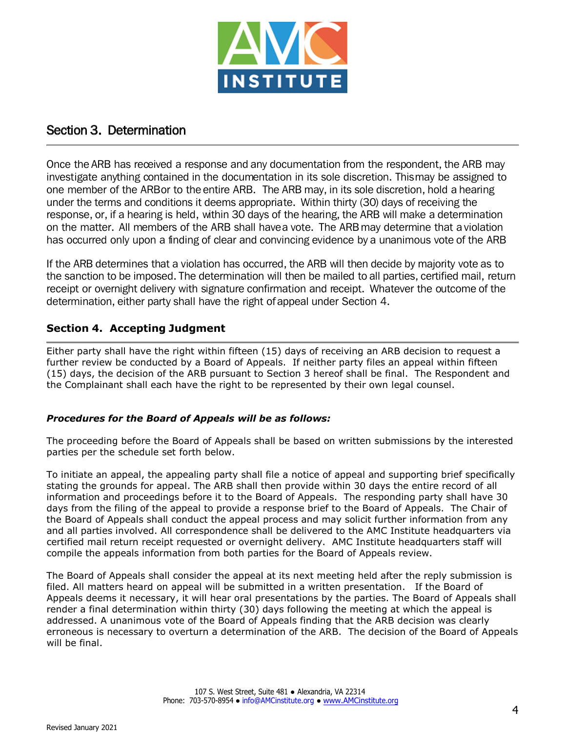## Section 3. Determination

Once the ARB has received a response and any documentation from the respondent, the ARB may investigate anything contained in the documentation in its sole discretion. This may be assigned to one member of the ARB or to the entire ARB. The ARB may, in its sole discretion, hold a hearing under the terms and conditions it deems appropriate. Within thirty (30) days of receiving the response, or, if a hearing is held, within 30 days of the hearing, the ARB will make a determination on the matter. All members of the ARB shall have a vote. The ARB may determine that a violation has occurred only upon a finding of clear and convincing evidence by a unanimous vote of the ARB

If the ARB determines that a violation has occurred, the ARB will then decide by majority vote as to the sanction to be imposed. The determination will then be mailed to all parties, certified mail, return receipt or overnight delivery with signature confirmation and receipt. Whatever the outcome of the determination, either party shall have the right of appeal under Section 4.

## Section 4. Accepting Judgment

Either party shall have the right within fifteen (15) days of receiving an ARB decision to request a further review be conducted by a Board of Appeals. If neither party files an appeal within fifteen (15) days, the decision of the ARB pursuant to Section 3 hereof shall be final. The Respondent and the Complainant shall each have the right to be represented by their own legal counsel.

***Procedures for the Board of Appeals will be as follows:***

The proceeding before the Board of Appeals shall be based on written submissions by the interested parties per the schedule set forth below.

To initiate an appeal, the appealing party shall file a notice of appeal and supporting brief specifically stating the grounds for appeal. The ARB shall then provide within 30 days the entire record of all information and proceedings before it to the Board of Appeals. The responding party shall have 30 days from the filing of the appeal to provide a response brief to the Board of Appeals. The Chair of the Board of Appeals shall conduct the appeal process and may solicit further information from any and all parties involved. All correspondence shall be delivered to the AMC Institute headquarters via certified mail return receipt requested or overnight delivery. AMC Institute headquarters staff will compile the appeals information from both parties for the Board of Appeals review.

The Board of Appeals shall consider the appeal at its next meeting held after the reply submission is filed. All matters heard on appeal will be submitted in a written presentation. If the Board of Appeals deems it necessary, it will hear oral presentations by the parties. The Board of Appeals shall render a final determination within thirty (30) days following the meeting at which the appeal is addressed. A unanimous vote of the Board of Appeals finding that the ARB decision was clearly erroneous is necessary to overturn a determination of the ARB. The decision of the Board of Appeals will be final.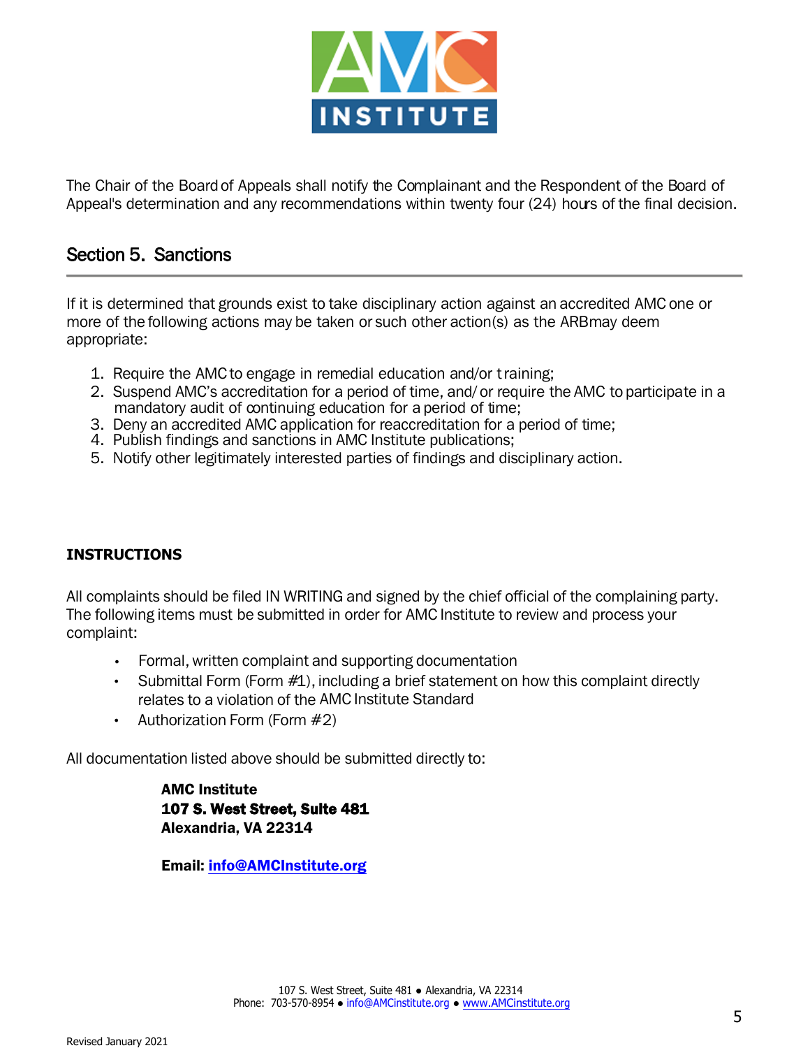The Chair of the Board of Appeals shall notify the Complainant and the Respondent of the Board of Appeal's determination and any recommendations within twenty four (24) hours of the final decision.

## Section 5. Sanctions

If it is determined that grounds exist to take disciplinary action against an accredited AMC one or more of the following actions may be taken or such other action(s) as the ARB may deem appropriate:

1. Require the AMC to engage in remedial education and/or training;
2. Suspend AMC's accreditation for a period of time, and/or require the AMC to participate in a mandatory audit of continuing education for a period of time;
3. Deny an accredited AMC application for reaccreditation for a period of time;
4. Publish findings and sanctions in AMC Institute publications;
5. Notify other legitimately interested parties of findings and disciplinary action.

**INSTRUCTIONS**

All complaints should be filed IN WRITING and signed by the chief official of the complaining party. The following items must be submitted in order for AMC Institute to review and process your complaint:

- Formal, written complaint and supporting documentation
- Submittal Form (Form #1), including a brief statement on how this complaint directly relates to a violation of the AMC Institute Standard
- Authorization Form (Form #2)

All documentation listed above should be submitted directly to:

**AMC Institute**
**107 S. West Street, Suite 481**
**Alexandria, VA 22314**

**Email: info@AMCInstitute.org**

Revised January 2021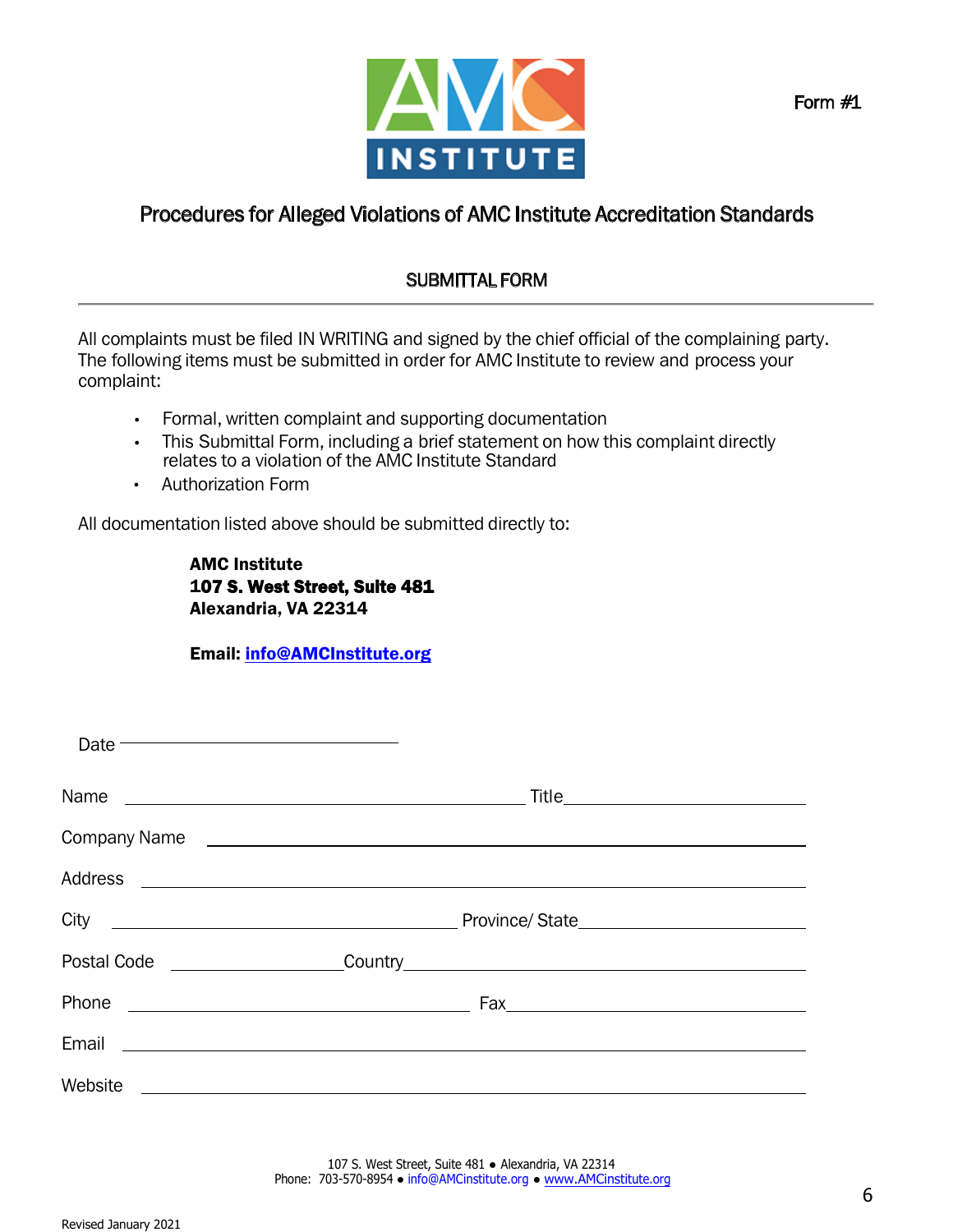Form #1

# Procedures for Alleged Violations of AMC Institute Accreditation Standards

## SUBMITTAL FORM

---

All complaints must be filed IN WRITING and signed by the chief official of the complaining party. The following items must be submitted in order for AMC Institute to review and process your complaint:

- Formal, written complaint and supporting documentation
- This Submittal Form, including a brief statement on how this complaint directly relates to a violation of the AMC Institute Standard
- Authorization Form

All documentation listed above should be submitted directly to:

**AMC Institute**
**107 S. West Street, Suite 481**
**Alexandria, VA 22314**

**Email: info@AMCInstitute.org**

Date ______________________________

Name ____________________________________________ Title ________________________

Company Name ____________________________________________________________

Address _________________________________________________________________

City ______________________________________ Province/ State ____________________

Postal Code ________________ Country __________________________________________

Phone ____________________________________ Fax ____________________________

Email __________________________________________________________________

Website _________________________________________________________________

107 S. West Street, Suite 481 ● Alexandria, VA 22314
Phone: 703-570-8954 ● info@AMCinstitute.org ● www.AMCinstitute.org

Revised January 2021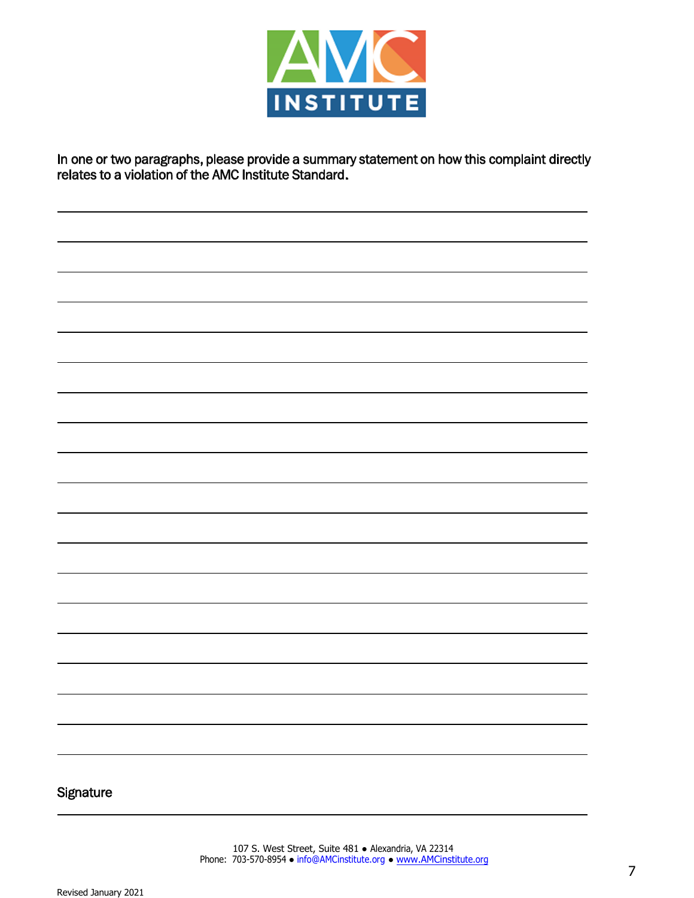In one or two paragraphs, please provide a summary statement on how this complaint directly relates to a violation of the AMC Institute Standard.

Signature

107 S. West Street, Suite 481 ● Alexandria, VA 22314
Phone: 703-570-8954 ● info@AMCinstitute.org ● www.AMCinstitute.org

Revised January 2021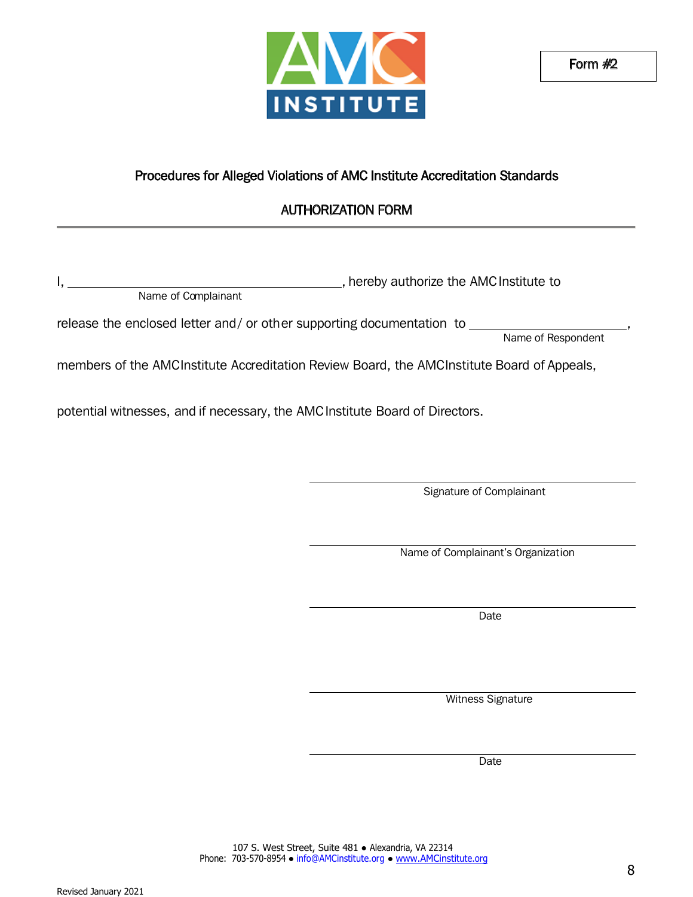Form #2

AMC INSTITUTE

## Procedures for Alleged Violations of AMC Institute Accreditation Standards

## AUTHORIZATION FORM

I, ________________________________________, hereby authorize the AMC Institute to
Name of Complainant

release the enclosed letter and/ or other supporting documentation to ______________________,
Name of Respondent

members of the AMC Institute Accreditation Review Board, the AMC Institute Board of Appeals,

potential witnesses, and if necessary, the AMC Institute Board of Directors.

________________________________________
Signature of Complainant

________________________________________
Name of Complainant's Organization

________________________________________
Date

________________________________________
Witness Signature

________________________________________
Date

107 S. West Street, Suite 481 ● Alexandria, VA 22314
Phone: 703-570-8954 ● info@AMCinstitute.org ● www.AMCinstitute.org

Revised January 2021